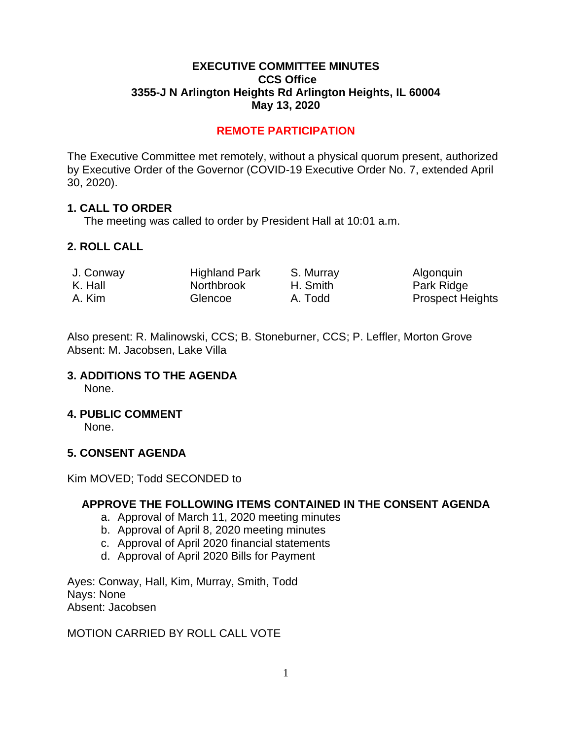# EXECUTIVE COMMITTEE MINUTES
## CCS Office
## 3355-J N Arlington Heights Rd Arlington Heights, IL 60004
## May 13, 2020

**REMOTE PARTICIPATION**

The Executive Committee met remotely, without a physical quorum present, authorized by Executive Order of the Governor (COVID-19 Executive Order No. 7, extended April 30, 2020).

### 1. CALL TO ORDER

The meeting was called to order by President Hall at 10:01 a.m.

### 2. ROLL CALL

| | | | |
|---|---|---|---|
| J. Conway | Highland Park | S. Murray | Algonquin |
| K. Hall | Northbrook | H. Smith | Park Ridge |
| A. Kim | Glencoe | A. Todd | Prospect Heights |

Also present: R. Malinowski, CCS; B. Stoneburner, CCS; P. Leffler, Morton Grove
Absent: M. Jacobsen, Lake Villa

### 3. ADDITIONS TO THE AGENDA

None.

### 4. PUBLIC COMMENT

None.

### 5. CONSENT AGENDA

Kim MOVED; Todd SECONDED to

**APPROVE THE FOLLOWING ITEMS CONTAINED IN THE CONSENT AGENDA**

a. Approval of March 11, 2020 meeting minutes
b. Approval of April 8, 2020 meeting minutes
c. Approval of April 2020 financial statements
d. Approval of April 2020 Bills for Payment

Ayes: Conway, Hall, Kim, Murray, Smith, Todd
Nays: None
Absent: Jacobsen

MOTION CARRIED BY ROLL CALL VOTE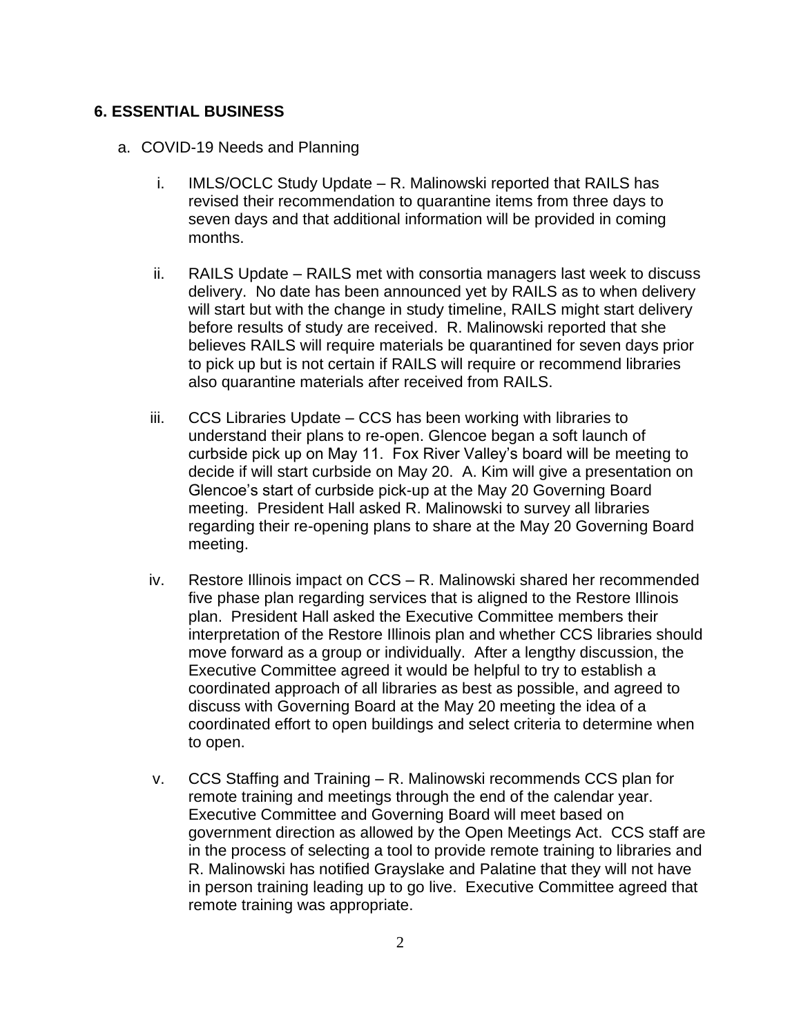## 6. ESSENTIAL BUSINESS

a. COVID-19 Needs and Planning

   i. IMLS/OCLC Study Update – R. Malinowski reported that RAILS has revised their recommendation to quarantine items from three days to seven days and that additional information will be provided in coming months.

   ii. RAILS Update – RAILS met with consortia managers last week to discuss delivery. No date has been announced yet by RAILS as to when delivery will start but with the change in study timeline, RAILS might start delivery before results of study are received. R. Malinowski reported that she believes RAILS will require materials be quarantined for seven days prior to pick up but is not certain if RAILS will require or recommend libraries also quarantine materials after received from RAILS.

   iii. CCS Libraries Update – CCS has been working with libraries to understand their plans to re-open. Glencoe began a soft launch of curbside pick up on May 11. Fox River Valley's board will be meeting to decide if will start curbside on May 20. A. Kim will give a presentation on Glencoe's start of curbside pick-up at the May 20 Governing Board meeting. President Hall asked R. Malinowski to survey all libraries regarding their re-opening plans to share at the May 20 Governing Board meeting.

   iv. Restore Illinois impact on CCS – R. Malinowski shared her recommended five phase plan regarding services that is aligned to the Restore Illinois plan. President Hall asked the Executive Committee members their interpretation of the Restore Illinois plan and whether CCS libraries should move forward as a group or individually. After a lengthy discussion, the Executive Committee agreed it would be helpful to try to establish a coordinated approach of all libraries as best as possible, and agreed to discuss with Governing Board at the May 20 meeting the idea of a coordinated effort to open buildings and select criteria to determine when to open.

   v. CCS Staffing and Training – R. Malinowski recommends CCS plan for remote training and meetings through the end of the calendar year. Executive Committee and Governing Board will meet based on government direction as allowed by the Open Meetings Act. CCS staff are in the process of selecting a tool to provide remote training to libraries and R. Malinowski has notified Grayslake and Palatine that they will not have in person training leading up to go live. Executive Committee agreed that remote training was appropriate.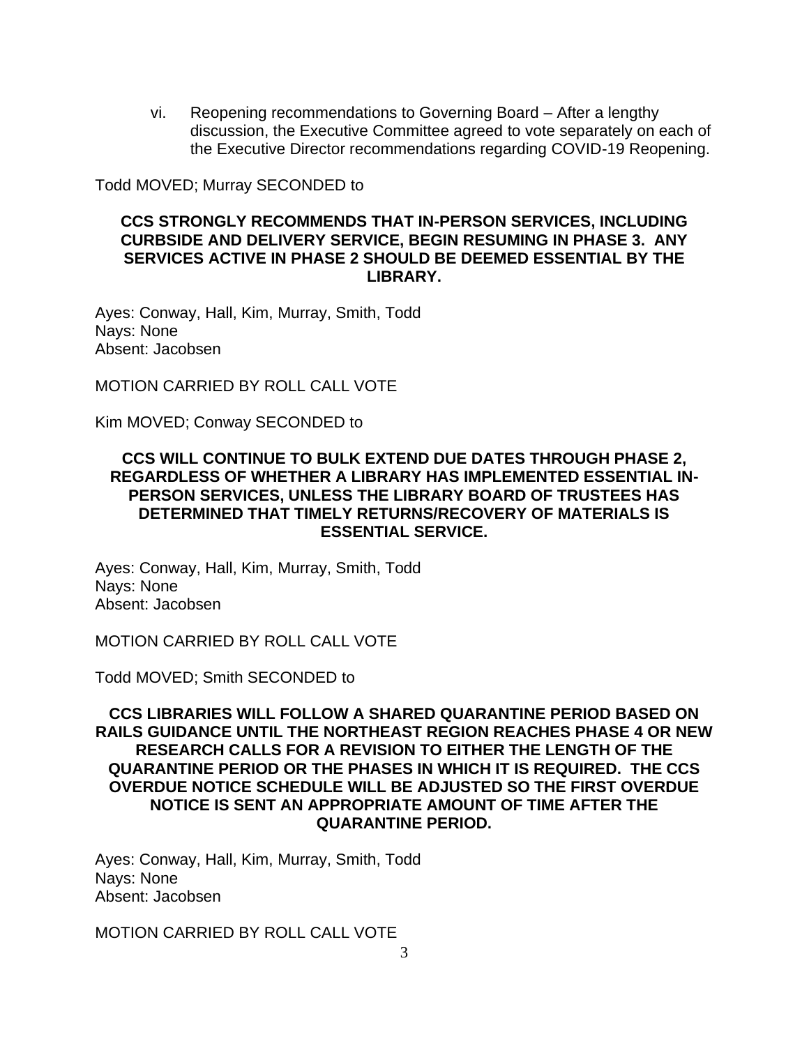vi. Reopening recommendations to Governing Board – After a lengthy discussion, the Executive Committee agreed to vote separately on each of the Executive Director recommendations regarding COVID-19 Reopening.

Todd MOVED; Murray SECONDED to

**CCS STRONGLY RECOMMENDS THAT IN-PERSON SERVICES, INCLUDING CURBSIDE AND DELIVERY SERVICE, BEGIN RESUMING IN PHASE 3. ANY SERVICES ACTIVE IN PHASE 2 SHOULD BE DEEMED ESSENTIAL BY THE LIBRARY.**

Ayes: Conway, Hall, Kim, Murray, Smith, Todd
Nays: None
Absent: Jacobsen

MOTION CARRIED BY ROLL CALL VOTE

Kim MOVED; Conway SECONDED to

**CCS WILL CONTINUE TO BULK EXTEND DUE DATES THROUGH PHASE 2, REGARDLESS OF WHETHER A LIBRARY HAS IMPLEMENTED ESSENTIAL IN-PERSON SERVICES, UNLESS THE LIBRARY BOARD OF TRUSTEES HAS DETERMINED THAT TIMELY RETURNS/RECOVERY OF MATERIALS IS ESSENTIAL SERVICE.**

Ayes: Conway, Hall, Kim, Murray, Smith, Todd
Nays: None
Absent: Jacobsen

MOTION CARRIED BY ROLL CALL VOTE

Todd MOVED; Smith SECONDED to

**CCS LIBRARIES WILL FOLLOW A SHARED QUARANTINE PERIOD BASED ON RAILS GUIDANCE UNTIL THE NORTHEAST REGION REACHES PHASE 4 OR NEW RESEARCH CALLS FOR A REVISION TO EITHER THE LENGTH OF THE QUARANTINE PERIOD OR THE PHASES IN WHICH IT IS REQUIRED. THE CCS OVERDUE NOTICE SCHEDULE WILL BE ADJUSTED SO THE FIRST OVERDUE NOTICE IS SENT AN APPROPRIATE AMOUNT OF TIME AFTER THE QUARANTINE PERIOD.**

Ayes: Conway, Hall, Kim, Murray, Smith, Todd
Nays: None
Absent: Jacobsen

MOTION CARRIED BY ROLL CALL VOTE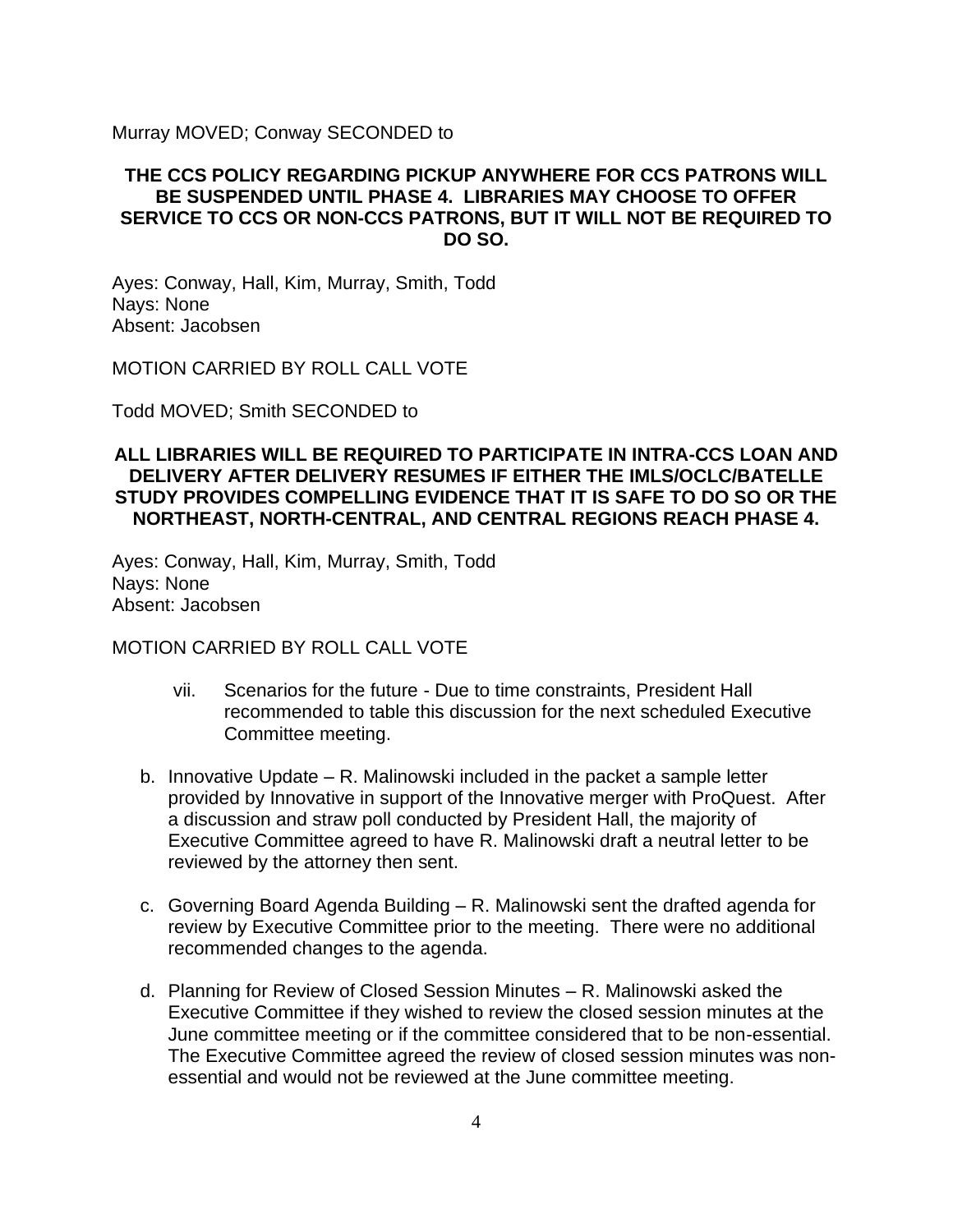Murray MOVED; Conway SECONDED to

**THE CCS POLICY REGARDING PICKUP ANYWHERE FOR CCS PATRONS WILL BE SUSPENDED UNTIL PHASE 4. LIBRARIES MAY CHOOSE TO OFFER SERVICE TO CCS OR NON-CCS PATRONS, BUT IT WILL NOT BE REQUIRED TO DO SO.**

Ayes: Conway, Hall, Kim, Murray, Smith, Todd
Nays: None
Absent: Jacobsen

MOTION CARRIED BY ROLL CALL VOTE

Todd MOVED; Smith SECONDED to

**ALL LIBRARIES WILL BE REQUIRED TO PARTICIPATE IN INTRA-CCS LOAN AND DELIVERY AFTER DELIVERY RESUMES IF EITHER THE IMLS/OCLC/BATELLE STUDY PROVIDES COMPELLING EVIDENCE THAT IT IS SAFE TO DO SO OR THE NORTHEAST, NORTH-CENTRAL, AND CENTRAL REGIONS REACH PHASE 4.**

Ayes: Conway, Hall, Kim, Murray, Smith, Todd
Nays: None
Absent: Jacobsen

MOTION CARRIED BY ROLL CALL VOTE

vii. Scenarios for the future - Due to time constraints, President Hall recommended to table this discussion for the next scheduled Executive Committee meeting.

b. Innovative Update – R. Malinowski included in the packet a sample letter provided by Innovative in support of the Innovative merger with ProQuest. After a discussion and straw poll conducted by President Hall, the majority of Executive Committee agreed to have R. Malinowski draft a neutral letter to be reviewed by the attorney then sent.

c. Governing Board Agenda Building – R. Malinowski sent the drafted agenda for review by Executive Committee prior to the meeting. There were no additional recommended changes to the agenda.

d. Planning for Review of Closed Session Minutes – R. Malinowski asked the Executive Committee if they wished to review the closed session minutes at the June committee meeting or if the committee considered that to be non-essential. The Executive Committee agreed the review of closed session minutes was non-essential and would not be reviewed at the June committee meeting.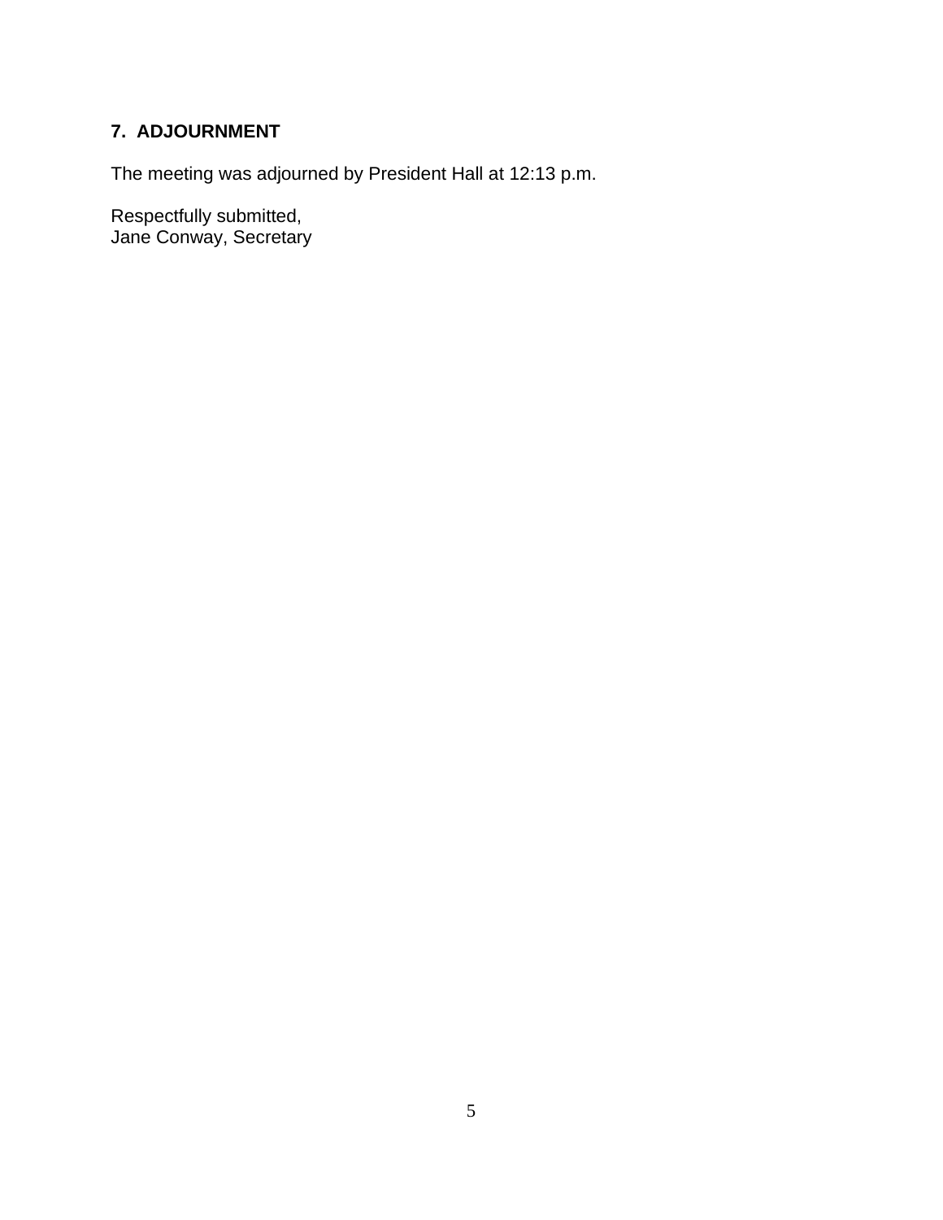## 7. ADJOURNMENT

The meeting was adjourned by President Hall at 12:13 p.m.

Respectfully submitted,
Jane Conway, Secretary